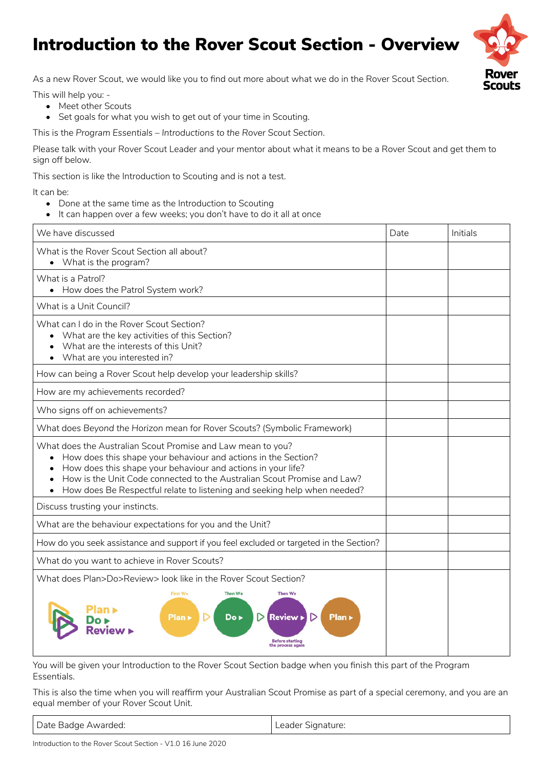# Introduction to the Rover Scout Section - Overview

As a new Rover Scout, we would like you to find out more about what we do in the Rover Scout Section.

This will help you: -

- Meet other Scouts
- Set goals for what you wish to get out of your time in Scouting.

This is the *Program Essentials – Introductions to the Rover Scout Section*.

Please talk with your Rover Scout Leader and your mentor about what it means to be a Rover Scout and get them to sign off below.

This section is like the Introduction to Scouting and is not a test.

It can be:

- Done at the same time as the Introduction to Scouting
- It can happen over a few weeks; you don't have to do it all at once

| We have discussed | Date | Initials |
|---|---|---|
| What is the Rover Scout Section all about?<br>• What is the program? | | |
| What is a Patrol?<br>• How does the Patrol System work? | | |
| What is a Unit Council? | | |
| What can I do in the Rover Scout Section?<br>• What are the key activities of this Section?<br>• What are the interests of this Unit?<br>• What are you interested in? | | |
| How can being a Rover Scout help develop your leadership skills? | | |
| How are my achievements recorded? | | |
| Who signs off on achievements? | | |
| What does *Beyond the Horizon* mean for Rover Scouts? (Symbolic Framework) | | |
| What does the Australian Scout Promise and Law mean to you?<br>• How does this shape your behaviour and actions in the Section?<br>• How does this shape your behaviour and actions in your life?<br>• How is the Unit Code connected to the Australian Scout Promise and Law?<br>• How does Be Respectful relate to listening and seeking help when needed? | | |
| Discuss trusting your instincts. | | |
| What are the behaviour expectations for you and the Unit? | | |
| How do you seek assistance and support if you feel excluded or targeted in the Section? | | |
| What do you want to achieve in Rover Scouts? | | |
| What does Plan>Do>Review> look like in the Rover Scout Section?<br>Plan ▸ Do ▸ Review ▸<br>First We: Plan ▸ Then We: Do ▸ Then We: Review ▸ Plan ▸ Before starting the process again | | |

You will be given your Introduction to the Rover Scout Section badge when you finish this part of the Program Essentials.

This is also the time when you will reaffirm your Australian Scout Promise as part of a special ceremony, and you are an equal member of your Rover Scout Unit.

| Date Badge Awarded: | Leader Signature: |
|---|---|

Introduction to the Rover Scout Section - V1.0 16 June 2020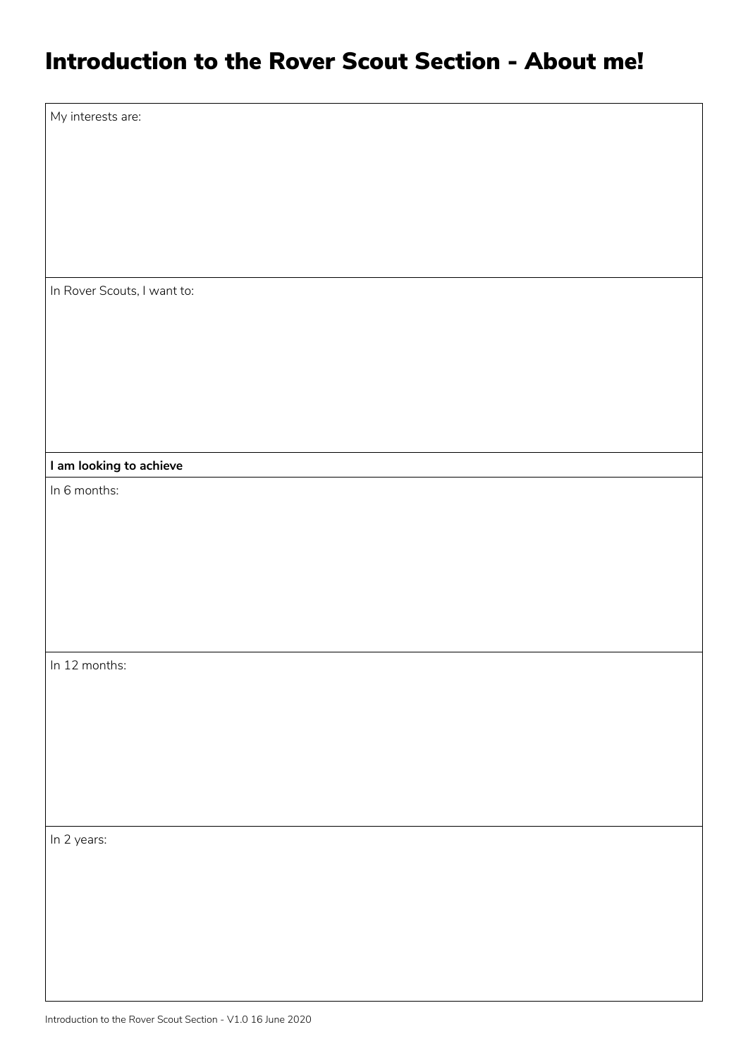# Introduction to the Rover Scout Section - About me!

| |
|---|
| My interests are: |
| In Rover Scouts, I want to: |
| **I am looking to achieve** |
| In 6 months: |
| In 12 months: |
| In 2 years: |